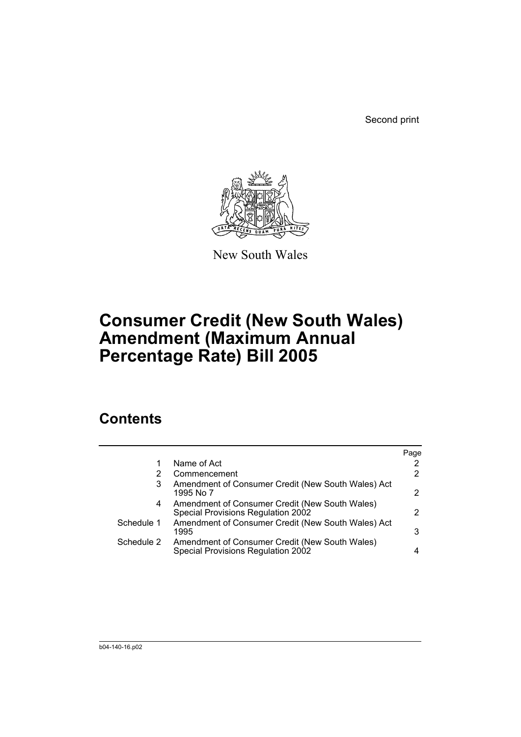Second print

New South Wales

# Consumer Credit (New South Wales) Amendment (Maximum Annual Percentage Rate) Bill 2005

## Contents

| | | Page |
|---|---|---|
| 1 | Name of Act | 2 |
| 2 | Commencement | 2 |
| 3 | Amendment of Consumer Credit (New South Wales) Act 1995 No 7 | 2 |
| 4 | Amendment of Consumer Credit (New South Wales) Special Provisions Regulation 2002 | 2 |
| Schedule 1 | Amendment of Consumer Credit (New South Wales) Act 1995 | 3 |
| Schedule 2 | Amendment of Consumer Credit (New South Wales) Special Provisions Regulation 2002 | 4 |

b04-140-16.p02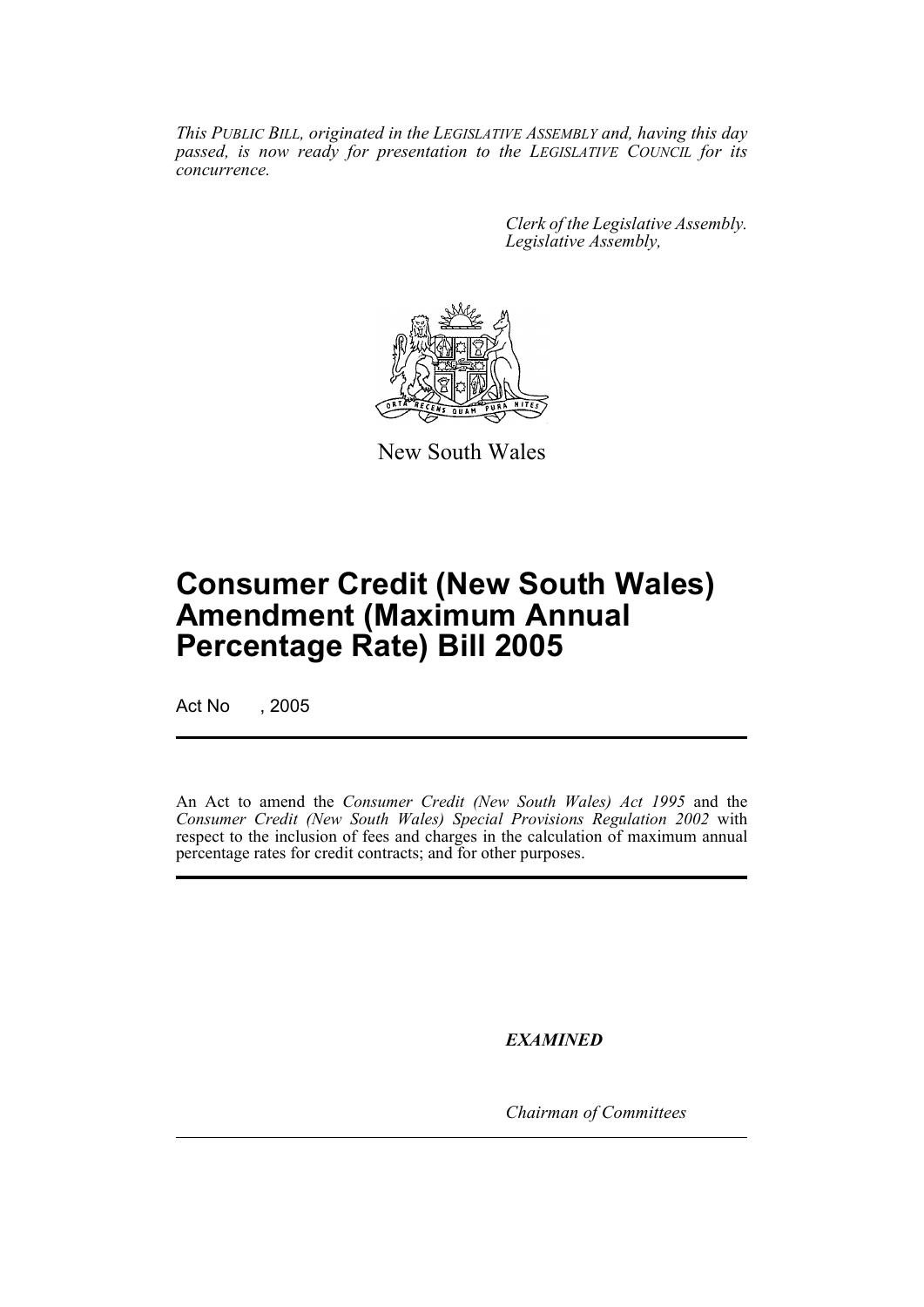*This PUBLIC BILL, originated in the LEGISLATIVE ASSEMBLY and, having this day passed, is now ready for presentation to the LEGISLATIVE COUNCIL for its concurrence.*

*Clerk of the Legislative Assembly.*
*Legislative Assembly,*

New South Wales

# Consumer Credit (New South Wales) Amendment (Maximum Annual Percentage Rate) Bill 2005

Act No , 2005

An Act to amend the *Consumer Credit (New South Wales) Act 1995* and the *Consumer Credit (New South Wales) Special Provisions Regulation 2002* with respect to the inclusion of fees and charges in the calculation of maximum annual percentage rates for credit contracts; and for other purposes.

***EXAMINED***

*Chairman of Committees*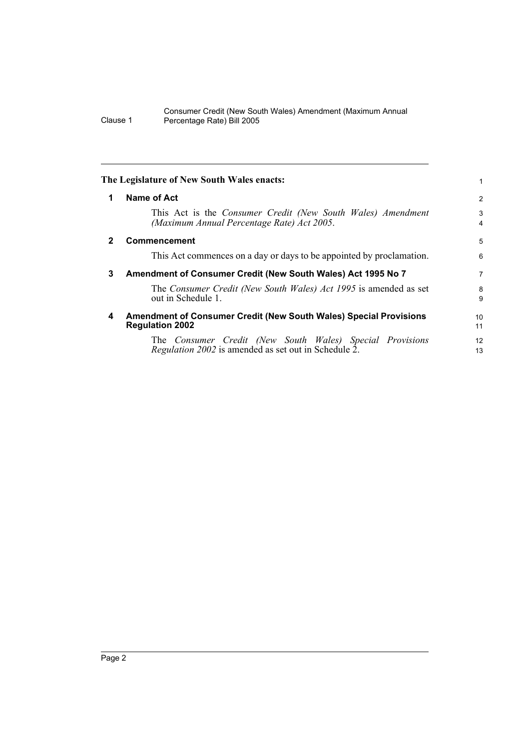**The Legislature of New South Wales enacts:**

## 1 Name of Act

This Act is the *Consumer Credit (New South Wales) Amendment (Maximum Annual Percentage Rate) Act 2005*.

## 2 Commencement

This Act commences on a day or days to be appointed by proclamation.

## 3 Amendment of Consumer Credit (New South Wales) Act 1995 No 7

The *Consumer Credit (New South Wales) Act 1995* is amended as set out in Schedule 1.

## 4 Amendment of Consumer Credit (New South Wales) Special Provisions Regulation 2002

The *Consumer Credit (New South Wales) Special Provisions Regulation 2002* is amended as set out in Schedule 2.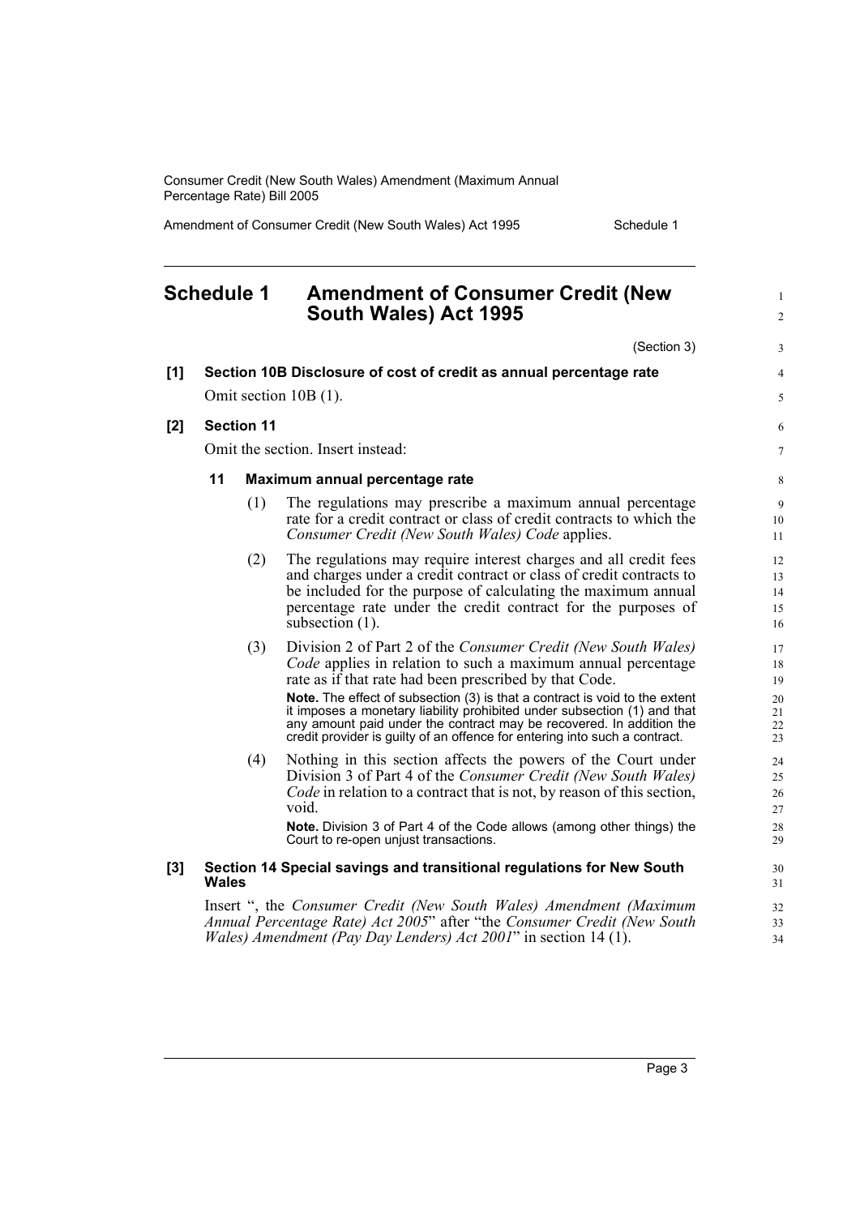## Schedule 1 Amendment of Consumer Credit (New South Wales) Act 1995

(Section 3)

**[1] Section 10B Disclosure of cost of credit as annual percentage rate**

Omit section 10B (1).

**[2] Section 11**

Omit the section. Insert instead:

**11 Maximum annual percentage rate**

(1) The regulations may prescribe a maximum annual percentage rate for a credit contract or class of credit contracts to which the *Consumer Credit (New South Wales) Code* applies.

(2) The regulations may require interest charges and all credit fees and charges under a credit contract or class of credit contracts to be included for the purpose of calculating the maximum annual percentage rate under the credit contract for the purposes of subsection (1).

(3) Division 2 of Part 2 of the *Consumer Credit (New South Wales) Code* applies in relation to such a maximum annual percentage rate as if that rate had been prescribed by that Code.

**Note.** The effect of subsection (3) is that a contract is void to the extent it imposes a monetary liability prohibited under subsection (1) and that any amount paid under the contract may be recovered. In addition the credit provider is guilty of an offence for entering into such a contract.

(4) Nothing in this section affects the powers of the Court under Division 3 of Part 4 of the *Consumer Credit (New South Wales) Code* in relation to a contract that is not, by reason of this section, void.

**Note.** Division 3 of Part 4 of the Code allows (among other things) the Court to re-open unjust transactions.

**[3] Section 14 Special savings and transitional regulations for New South Wales**

Insert ", the *Consumer Credit (New South Wales) Amendment (Maximum Annual Percentage Rate) Act 2005*" after "the *Consumer Credit (New South Wales) Amendment (Pay Day Lenders) Act 2001*" in section 14 (1).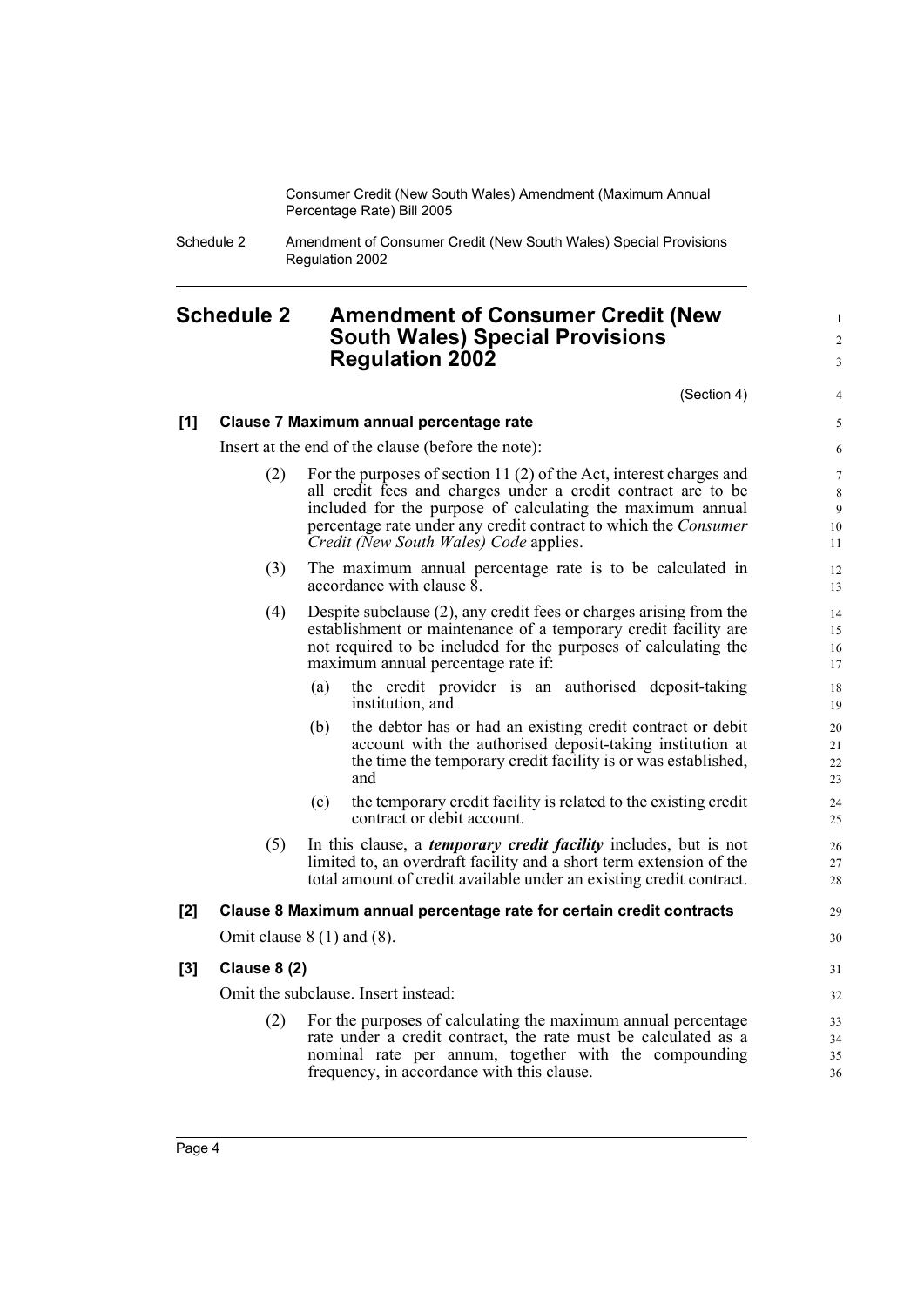## Schedule 2 Amendment of Consumer Credit (New South Wales) Special Provisions Regulation 2002

(Section 4)

**[1] Clause 7 Maximum annual percentage rate**

Insert at the end of the clause (before the note):

(2) For the purposes of section 11 (2) of the Act, interest charges and all credit fees and charges under a credit contract are to be included for the purpose of calculating the maximum annual percentage rate under any credit contract to which the *Consumer Credit (New South Wales) Code* applies.

(3) The maximum annual percentage rate is to be calculated in accordance with clause 8.

(4) Despite subclause (2), any credit fees or charges arising from the establishment or maintenance of a temporary credit facility are not required to be included for the purposes of calculating the maximum annual percentage rate if:

(a) the credit provider is an authorised deposit-taking institution, and

(b) the debtor has or had an existing credit contract or debit account with the authorised deposit-taking institution at the time the temporary credit facility is or was established, and

(c) the temporary credit facility is related to the existing credit contract or debit account.

(5) In this clause, a ***temporary credit facility*** includes, but is not limited to, an overdraft facility and a short term extension of the total amount of credit available under an existing credit contract.

**[2] Clause 8 Maximum annual percentage rate for certain credit contracts**

Omit clause 8 (1) and (8).

**[3] Clause 8 (2)**

Omit the subclause. Insert instead:

(2) For the purposes of calculating the maximum annual percentage rate under a credit contract, the rate must be calculated as a nominal rate per annum, together with the compounding frequency, in accordance with this clause.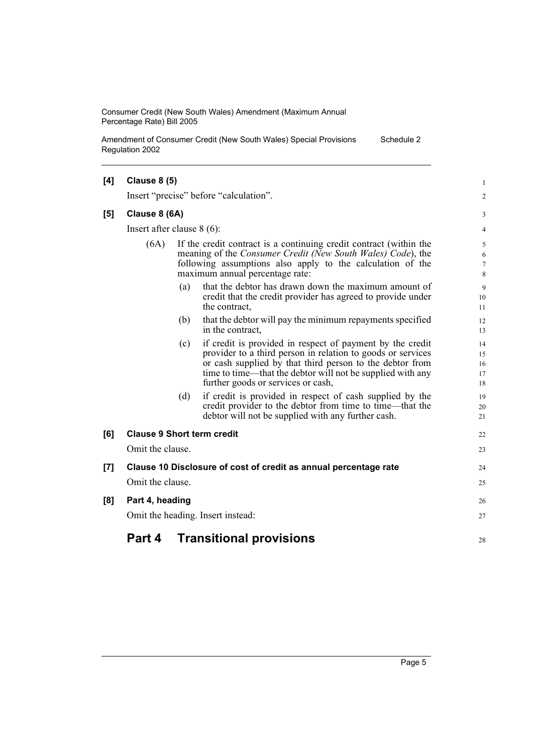**[4] Clause 8 (5)**

Insert "precise" before "calculation".

**[5] Clause 8 (6A)**

Insert after clause 8 (6):

(6A) If the credit contract is a continuing credit contract (within the meaning of the *Consumer Credit (New South Wales) Code*), the following assumptions also apply to the calculation of the maximum annual percentage rate:

(a) that the debtor has drawn down the maximum amount of credit that the credit provider has agreed to provide under the contract,

(b) that the debtor will pay the minimum repayments specified in the contract,

(c) if credit is provided in respect of payment by the credit provider to a third person in relation to goods or services or cash supplied by that third person to the debtor from time to time—that the debtor will not be supplied with any further goods or services or cash,

(d) if credit is provided in respect of cash supplied by the credit provider to the debtor from time to time—that the debtor will not be supplied with any further cash.

**[6] Clause 9 Short term credit**

Omit the clause.

**[7] Clause 10 Disclosure of cost of credit as annual percentage rate**

Omit the clause.

**[8] Part 4, heading**

Omit the heading. Insert instead:

## Part 4 Transitional provisions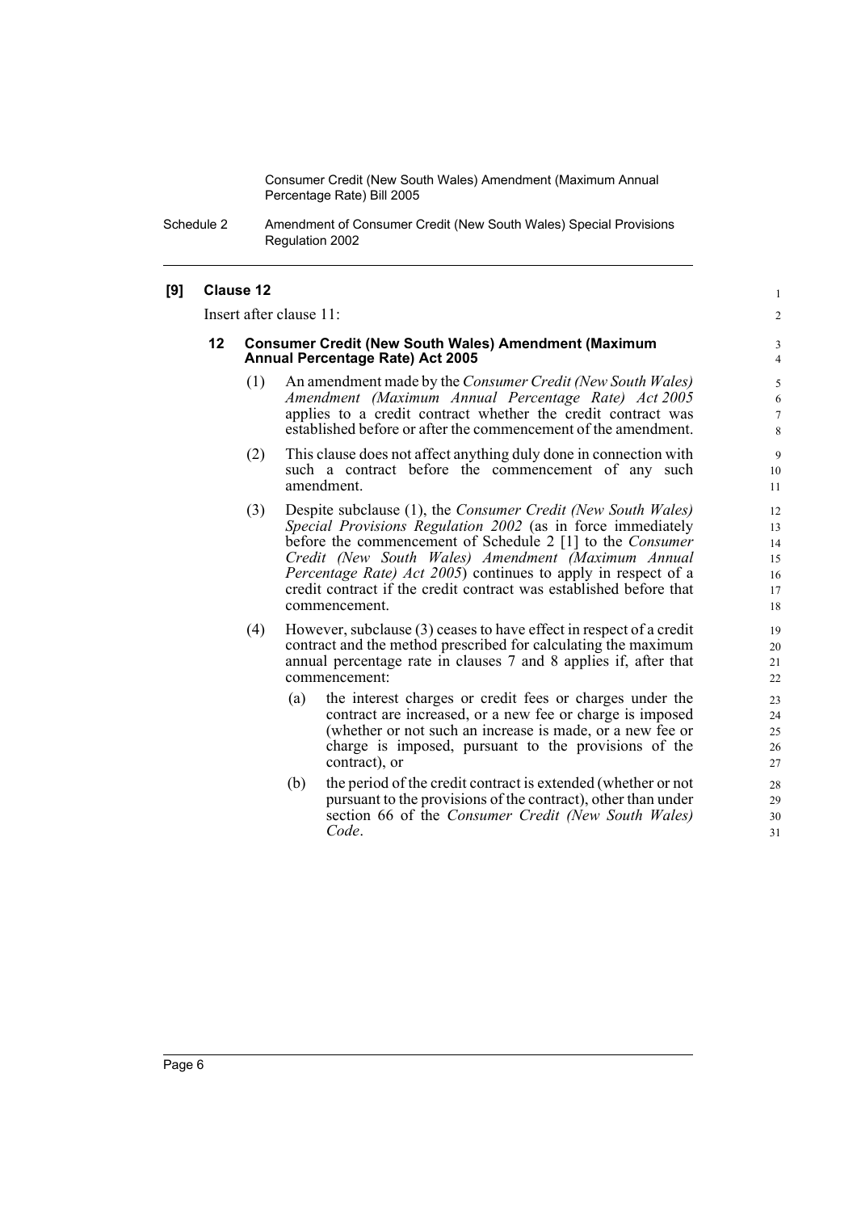**[9] Clause 12**

Insert after clause 11:

**12 Consumer Credit (New South Wales) Amendment (Maximum Annual Percentage Rate) Act 2005**

(1) An amendment made by the *Consumer Credit (New South Wales) Amendment (Maximum Annual Percentage Rate) Act 2005* applies to a credit contract whether the credit contract was established before or after the commencement of the amendment.

(2) This clause does not affect anything duly done in connection with such a contract before the commencement of any such amendment.

(3) Despite subclause (1), the *Consumer Credit (New South Wales) Special Provisions Regulation 2002* (as in force immediately before the commencement of Schedule 2 [1] to the *Consumer Credit (New South Wales) Amendment (Maximum Annual Percentage Rate) Act 2005*) continues to apply in respect of a credit contract if the credit contract was established before that commencement.

(4) However, subclause (3) ceases to have effect in respect of a credit contract and the method prescribed for calculating the maximum annual percentage rate in clauses 7 and 8 applies if, after that commencement:

(a) the interest charges or credit fees or charges under the contract are increased, or a new fee or charge is imposed (whether or not such an increase is made, or a new fee or charge is imposed, pursuant to the provisions of the contract), or

(b) the period of the credit contract is extended (whether or not pursuant to the provisions of the contract), other than under section 66 of the *Consumer Credit (New South Wales) Code*.